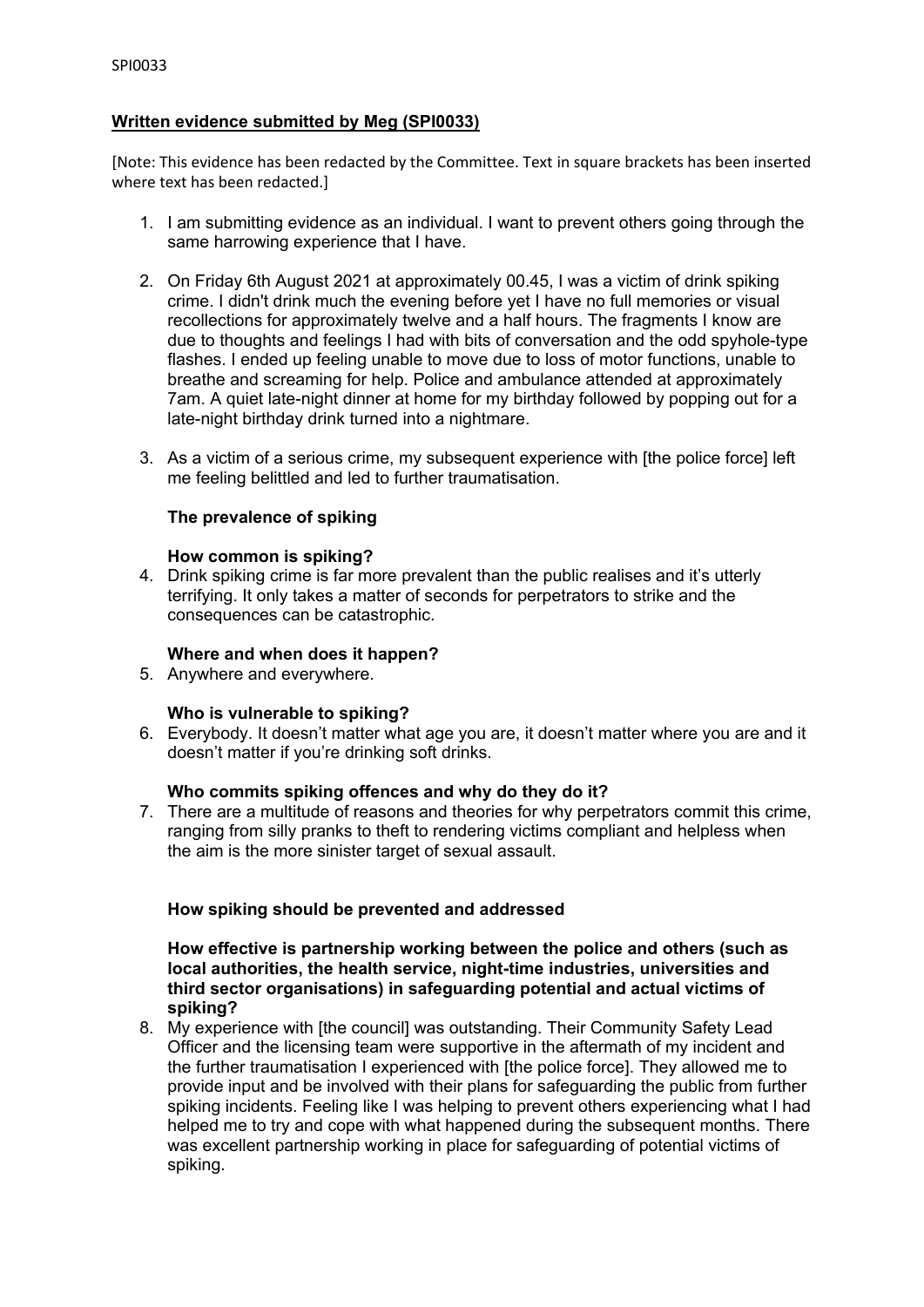## **Written evidence submitted by Meg (SPI0033)**

[Note: This evidence has been redacted by the Committee. Text in square brackets has been inserted where text has been redacted.]

1. I am submitting evidence as an individual. I want to prevent others going through the same harrowing experience that I have.

2. On Friday 6th August 2021 at approximately 00.45, I was a victim of drink spiking crime. I didn't drink much the evening before yet I have no full memories or visual recollections for approximately twelve and a half hours. The fragments I know are due to thoughts and feelings I had with bits of conversation and the odd spyhole-type flashes. I ended up feeling unable to move due to loss of motor functions, unable to breathe and screaming for help. Police and ambulance attended at approximately 7am. A quiet late-night dinner at home for my birthday followed by popping out for a late-night birthday drink turned into a nightmare.

3. As a victim of a serious crime, my subsequent experience with [the police force] left me feeling belittled and led to further traumatisation.

### **The prevalence of spiking**

#### **How common is spiking?**

4. Drink spiking crime is far more prevalent than the public realises and it's utterly terrifying. It only takes a matter of seconds for perpetrators to strike and the consequences can be catastrophic.

#### **Where and when does it happen?**

5. Anywhere and everywhere.

#### **Who is vulnerable to spiking?**

6. Everybody. It doesn't matter what age you are, it doesn't matter where you are and it doesn't matter if you're drinking soft drinks.

#### **Who commits spiking offences and why do they do it?**

7. There are a multitude of reasons and theories for why perpetrators commit this crime, ranging from silly pranks to theft to rendering victims compliant and helpless when the aim is the more sinister target of sexual assault.

### **How spiking should be prevented and addressed**

#### **How effective is partnership working between the police and others (such as local authorities, the health service, night-time industries, universities and third sector organisations) in safeguarding potential and actual victims of spiking?**

8. My experience with [the council] was outstanding. Their Community Safety Lead Officer and the licensing team were supportive in the aftermath of my incident and the further traumatisation I experienced with [the police force]. They allowed me to provide input and be involved with their plans for safeguarding the public from further spiking incidents. Feeling like I was helping to prevent others experiencing what I had helped me to try and cope with what happened during the subsequent months. There was excellent partnership working in place for safeguarding of potential victims of spiking.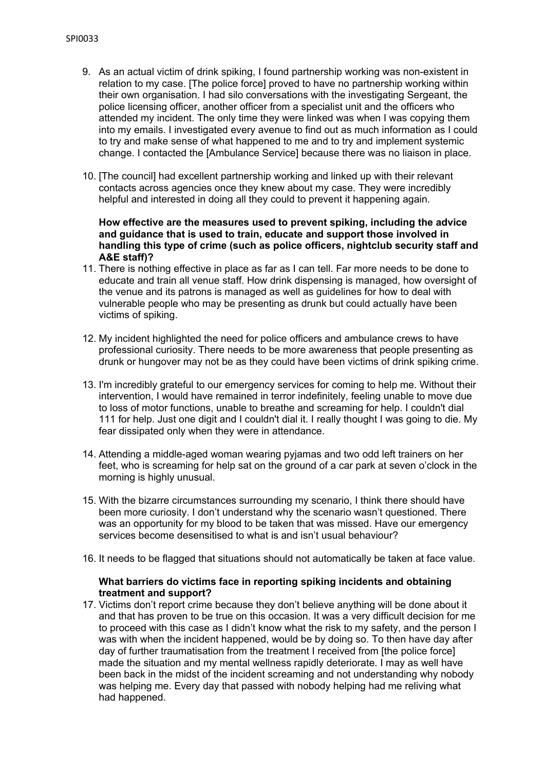9. As an actual victim of drink spiking, I found partnership working was non-existent in relation to my case. [The police force] proved to have no partnership working within their own organisation. I had silo conversations with the investigating Sergeant, the police licensing officer, another officer from a specialist unit and the officers who attended my incident. The only time they were linked was when I was copying them into my emails. I investigated every avenue to find out as much information as I could to try and make sense of what happened to me and to try and implement systemic change. I contacted the [Ambulance Service] because there was no liaison in place.

10. [The council] had excellent partnership working and linked up with their relevant contacts across agencies once they knew about my case. They were incredibly helpful and interested in doing all they could to prevent it happening again.

**How effective are the measures used to prevent spiking, including the advice and guidance that is used to train, educate and support those involved in handling this type of crime (such as police officers, nightclub security staff and A&E staff)?**

11. There is nothing effective in place as far as I can tell. Far more needs to be done to educate and train all venue staff. How drink dispensing is managed, how oversight of the venue and its patrons is managed as well as guidelines for how to deal with vulnerable people who may be presenting as drunk but could actually have been victims of spiking.

12. My incident highlighted the need for police officers and ambulance crews to have professional curiosity. There needs to be more awareness that people presenting as drunk or hungover may not be as they could have been victims of drink spiking crime.

13. I'm incredibly grateful to our emergency services for coming to help me. Without their intervention, I would have remained in terror indefinitely, feeling unable to move due to loss of motor functions, unable to breathe and screaming for help. I couldn't dial 111 for help. Just one digit and I couldn't dial it. I really thought I was going to die. My fear dissipated only when they were in attendance.

14. Attending a middle-aged woman wearing pyjamas and two odd left trainers on her feet, who is screaming for help sat on the ground of a car park at seven o'clock in the morning is highly unusual.

15. With the bizarre circumstances surrounding my scenario, I think there should have been more curiosity. I don't understand why the scenario wasn't questioned. There was an opportunity for my blood to be taken that was missed. Have our emergency services become desensitised to what is and isn't usual behaviour?

16. It needs to be flagged that situations should not automatically be taken at face value.

**What barriers do victims face in reporting spiking incidents and obtaining treatment and support?**

17. Victims don't report crime because they don't believe anything will be done about it and that has proven to be true on this occasion. It was a very difficult decision for me to proceed with this case as I didn't know what the risk to my safety, and the person I was with when the incident happened, would be by doing so. To then have day after day of further traumatisation from the treatment I received from [the police force] made the situation and my mental wellness rapidly deteriorate. I may as well have been back in the midst of the incident screaming and not understanding why nobody was helping me. Every day that passed with nobody helping had me reliving what had happened.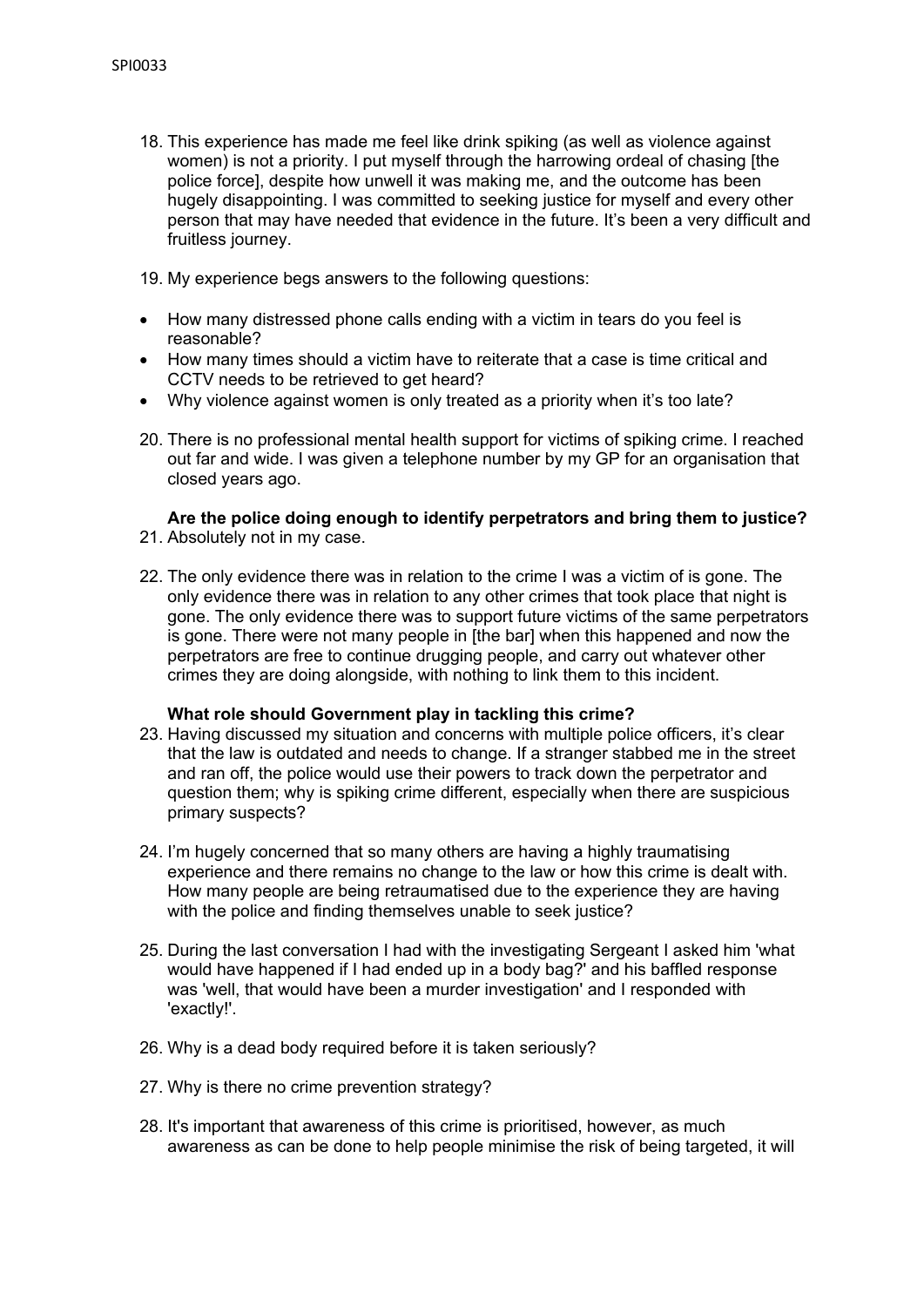18. This experience has made me feel like drink spiking (as well as violence against women) is not a priority. I put myself through the harrowing ordeal of chasing [the police force], despite how unwell it was making me, and the outcome has been hugely disappointing. I was committed to seeking justice for myself and every other person that may have needed that evidence in the future. It's been a very difficult and fruitless journey.

19. My experience begs answers to the following questions:

- How many distressed phone calls ending with a victim in tears do you feel is reasonable?
- How many times should a victim have to reiterate that a case is time critical and CCTV needs to be retrieved to get heard?
- Why violence against women is only treated as a priority when it's too late?

20. There is no professional mental health support for victims of spiking crime. I reached out far and wide. I was given a telephone number by my GP for an organisation that closed years ago.

**Are the police doing enough to identify perpetrators and bring them to justice?**

21. Absolutely not in my case.

22. The only evidence there was in relation to the crime I was a victim of is gone. The only evidence there was in relation to any other crimes that took place that night is gone. The only evidence there was to support future victims of the same perpetrators is gone. There were not many people in [the bar] when this happened and now the perpetrators are free to continue drugging people, and carry out whatever other crimes they are doing alongside, with nothing to link them to this incident.

**What role should Government play in tackling this crime?**

23. Having discussed my situation and concerns with multiple police officers, it's clear that the law is outdated and needs to change. If a stranger stabbed me in the street and ran off, the police would use their powers to track down the perpetrator and question them; why is spiking crime different, especially when there are suspicious primary suspects?

24. I'm hugely concerned that so many others are having a highly traumatising experience and there remains no change to the law or how this crime is dealt with. How many people are being retraumatised due to the experience they are having with the police and finding themselves unable to seek justice?

25. During the last conversation I had with the investigating Sergeant I asked him 'what would have happened if I had ended up in a body bag?' and his baffled response was 'well, that would have been a murder investigation' and I responded with 'exactly!'.

26. Why is a dead body required before it is taken seriously?

27. Why is there no crime prevention strategy?

28. It's important that awareness of this crime is prioritised, however, as much awareness as can be done to help people minimise the risk of being targeted, it will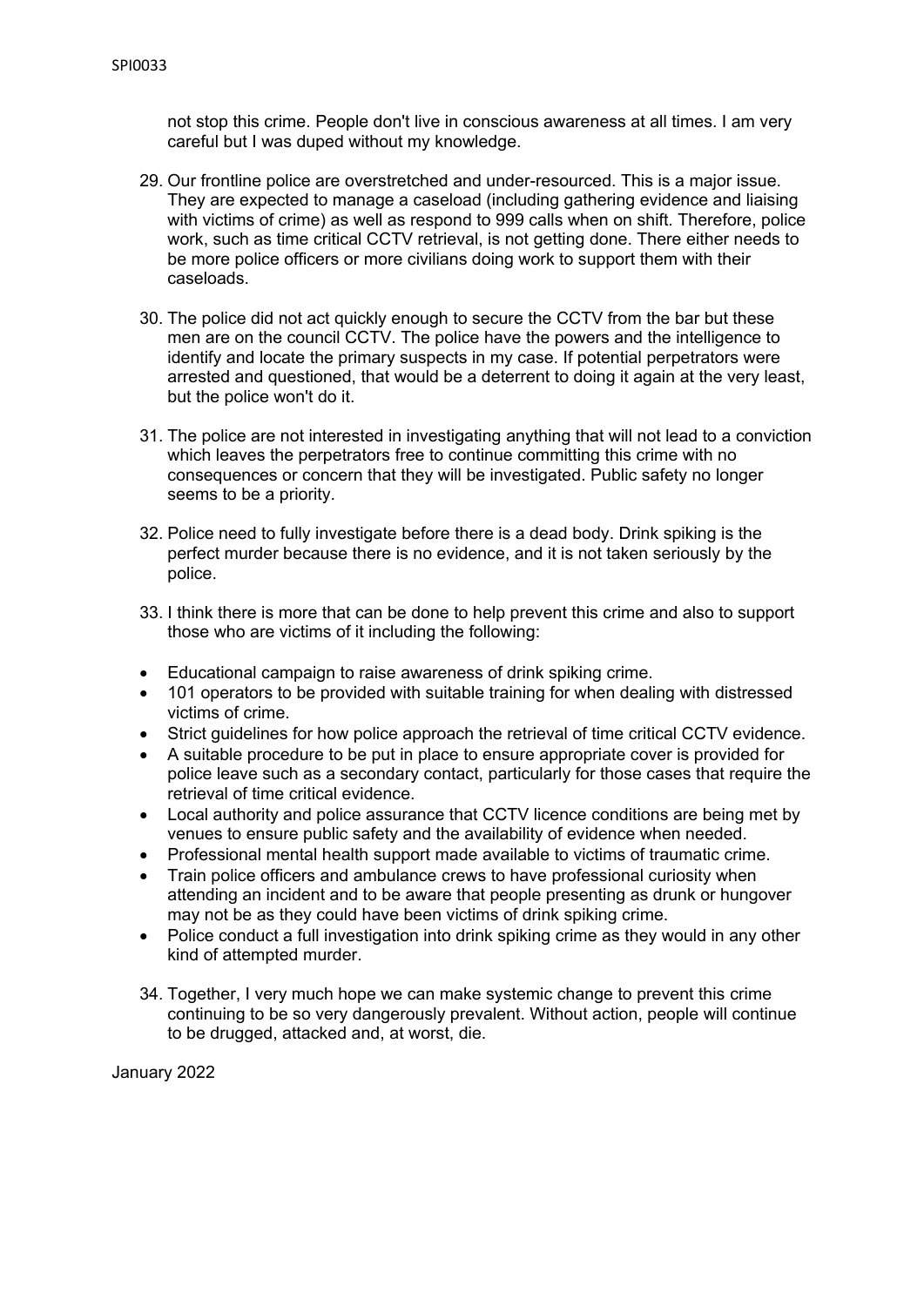not stop this crime. People don't live in conscious awareness at all times. I am very careful but I was duped without my knowledge.

29. Our frontline police are overstretched and under-resourced. This is a major issue. They are expected to manage a caseload (including gathering evidence and liaising with victims of crime) as well as respond to 999 calls when on shift. Therefore, police work, such as time critical CCTV retrieval, is not getting done. There either needs to be more police officers or more civilians doing work to support them with their caseloads.

30. The police did not act quickly enough to secure the CCTV from the bar but these men are on the council CCTV. The police have the powers and the intelligence to identify and locate the primary suspects in my case. If potential perpetrators were arrested and questioned, that would be a deterrent to doing it again at the very least, but the police won't do it.

31. The police are not interested in investigating anything that will not lead to a conviction which leaves the perpetrators free to continue committing this crime with no consequences or concern that they will be investigated. Public safety no longer seems to be a priority.

32. Police need to fully investigate before there is a dead body. Drink spiking is the perfect murder because there is no evidence, and it is not taken seriously by the police.

33. I think there is more that can be done to help prevent this crime and also to support those who are victims of it including the following:

- Educational campaign to raise awareness of drink spiking crime.
- 101 operators to be provided with suitable training for when dealing with distressed victims of crime.
- Strict guidelines for how police approach the retrieval of time critical CCTV evidence.
- A suitable procedure to be put in place to ensure appropriate cover is provided for police leave such as a secondary contact, particularly for those cases that require the retrieval of time critical evidence.
- Local authority and police assurance that CCTV licence conditions are being met by venues to ensure public safety and the availability of evidence when needed.
- Professional mental health support made available to victims of traumatic crime.
- Train police officers and ambulance crews to have professional curiosity when attending an incident and to be aware that people presenting as drunk or hungover may not be as they could have been victims of drink spiking crime.
- Police conduct a full investigation into drink spiking crime as they would in any other kind of attempted murder.

34. Together, I very much hope we can make systemic change to prevent this crime continuing to be so very dangerously prevalent. Without action, people will continue to be drugged, attacked and, at worst, die.

January 2022